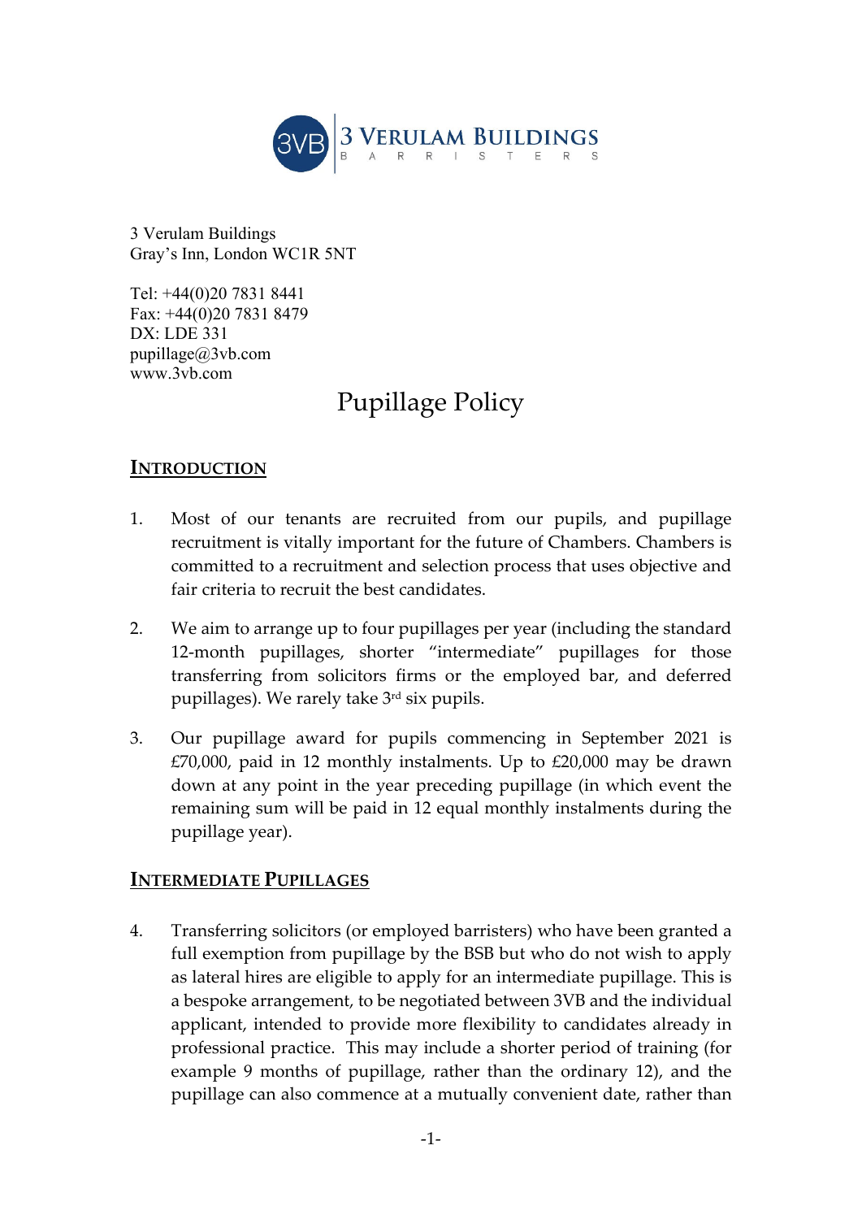3 VERULAM BUILDINGS
BARRISTERS

3 Verulam Buildings
Gray's Inn, London WC1R 5NT

Tel: +44(0)20 7831 8441
Fax: +44(0)20 7831 8479
DX: LDE 331
pupillage@3vb.com
www.3vb.com

# Pupillage Policy

## INTRODUCTION

1. Most of our tenants are recruited from our pupils, and pupillage recruitment is vitally important for the future of Chambers. Chambers is committed to a recruitment and selection process that uses objective and fair criteria to recruit the best candidates.

2. We aim to arrange up to four pupillages per year (including the standard 12-month pupillages, shorter "intermediate" pupillages for those transferring from solicitors firms or the employed bar, and deferred pupillages). We rarely take 3rd six pupils.

3. Our pupillage award for pupils commencing in September 2021 is £70,000, paid in 12 monthly instalments. Up to £20,000 may be drawn down at any point in the year preceding pupillage (in which event the remaining sum will be paid in 12 equal monthly instalments during the pupillage year).

## INTERMEDIATE PUPILLAGES

4. Transferring solicitors (or employed barristers) who have been granted a full exemption from pupillage by the BSB but who do not wish to apply as lateral hires are eligible to apply for an intermediate pupillage. This is a bespoke arrangement, to be negotiated between 3VB and the individual applicant, intended to provide more flexibility to candidates already in professional practice. This may include a shorter period of training (for example 9 months of pupillage, rather than the ordinary 12), and the pupillage can also commence at a mutually convenient date, rather than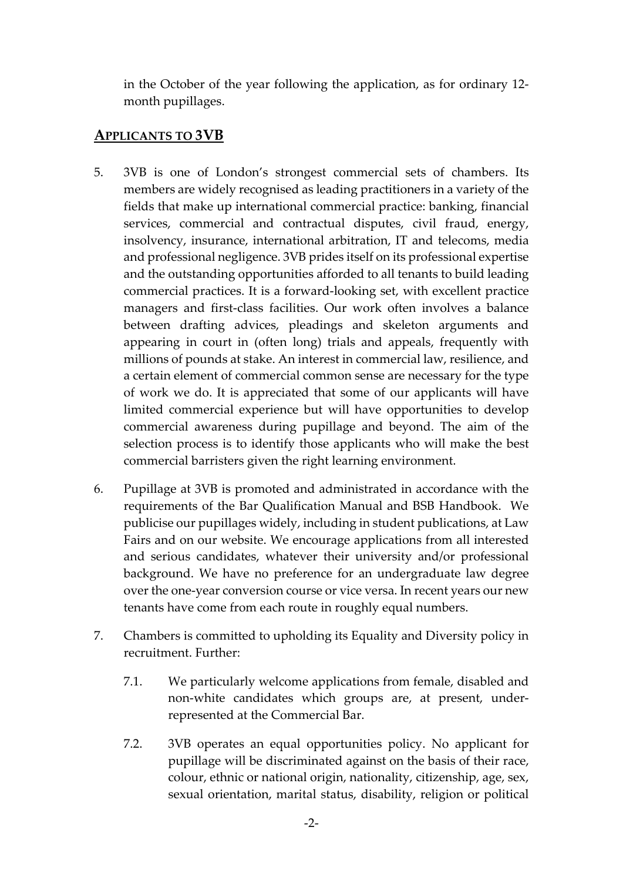in the October of the year following the application, as for ordinary 12-month pupillages.

## **APPLICANTS TO 3VB**

5. 3VB is one of London's strongest commercial sets of chambers. Its members are widely recognised as leading practitioners in a variety of the fields that make up international commercial practice: banking, financial services, commercial and contractual disputes, civil fraud, energy, insolvency, insurance, international arbitration, IT and telecoms, media and professional negligence. 3VB prides itself on its professional expertise and the outstanding opportunities afforded to all tenants to build leading commercial practices. It is a forward-looking set, with excellent practice managers and first-class facilities. Our work often involves a balance between drafting advices, pleadings and skeleton arguments and appearing in court in (often long) trials and appeals, frequently with millions of pounds at stake. An interest in commercial law, resilience, and a certain element of commercial common sense are necessary for the type of work we do. It is appreciated that some of our applicants will have limited commercial experience but will have opportunities to develop commercial awareness during pupillage and beyond. The aim of the selection process is to identify those applicants who will make the best commercial barristers given the right learning environment.

6. Pupillage at 3VB is promoted and administrated in accordance with the requirements of the Bar Qualification Manual and BSB Handbook. We publicise our pupillages widely, including in student publications, at Law Fairs and on our website. We encourage applications from all interested and serious candidates, whatever their university and/or professional background. We have no preference for an undergraduate law degree over the one-year conversion course or vice versa. In recent years our new tenants have come from each route in roughly equal numbers.

7. Chambers is committed to upholding its Equality and Diversity policy in recruitment. Further:

   7.1. We particularly welcome applications from female, disabled and non-white candidates which groups are, at present, under-represented at the Commercial Bar.

   7.2. 3VB operates an equal opportunities policy. No applicant for pupillage will be discriminated against on the basis of their race, colour, ethnic or national origin, nationality, citizenship, age, sex, sexual orientation, marital status, disability, religion or political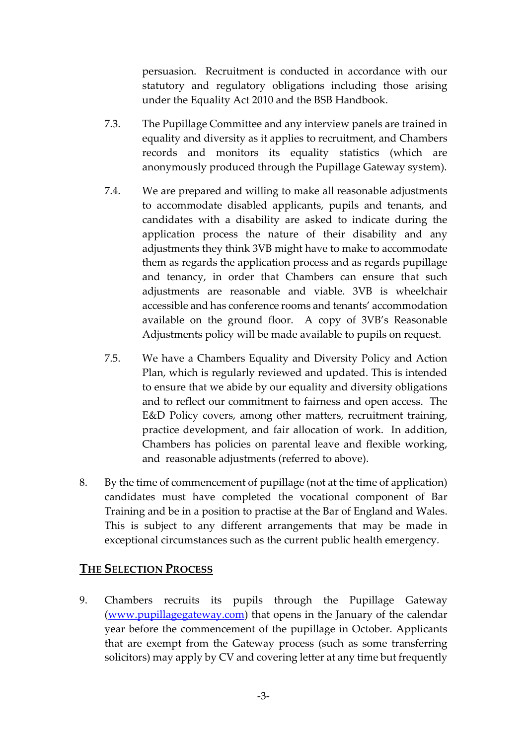persuasion. Recruitment is conducted in accordance with our statutory and regulatory obligations including those arising under the Equality Act 2010 and the BSB Handbook.

7.3. The Pupillage Committee and any interview panels are trained in equality and diversity as it applies to recruitment, and Chambers records and monitors its equality statistics (which are anonymously produced through the Pupillage Gateway system).

7.4. We are prepared and willing to make all reasonable adjustments to accommodate disabled applicants, pupils and tenants, and candidates with a disability are asked to indicate during the application process the nature of their disability and any adjustments they think 3VB might have to make to accommodate them as regards the application process and as regards pupillage and tenancy, in order that Chambers can ensure that such adjustments are reasonable and viable. 3VB is wheelchair accessible and has conference rooms and tenants' accommodation available on the ground floor. A copy of 3VB's Reasonable Adjustments policy will be made available to pupils on request.

7.5. We have a Chambers Equality and Diversity Policy and Action Plan, which is regularly reviewed and updated. This is intended to ensure that we abide by our equality and diversity obligations and to reflect our commitment to fairness and open access. The E&D Policy covers, among other matters, recruitment training, practice development, and fair allocation of work. In addition, Chambers has policies on parental leave and flexible working, and reasonable adjustments (referred to above).

8. By the time of commencement of pupillage (not at the time of application) candidates must have completed the vocational component of Bar Training and be in a position to practise at the Bar of England and Wales. This is subject to any different arrangements that may be made in exceptional circumstances such as the current public health emergency.

## THE SELECTION PROCESS

9. Chambers recruits its pupils through the Pupillage Gateway ([www.pupillagegateway.com](http://www.pupillagegateway.com)) that opens in the January of the calendar year before the commencement of the pupillage in October. Applicants that are exempt from the Gateway process (such as some transferring solicitors) may apply by CV and covering letter at any time but frequently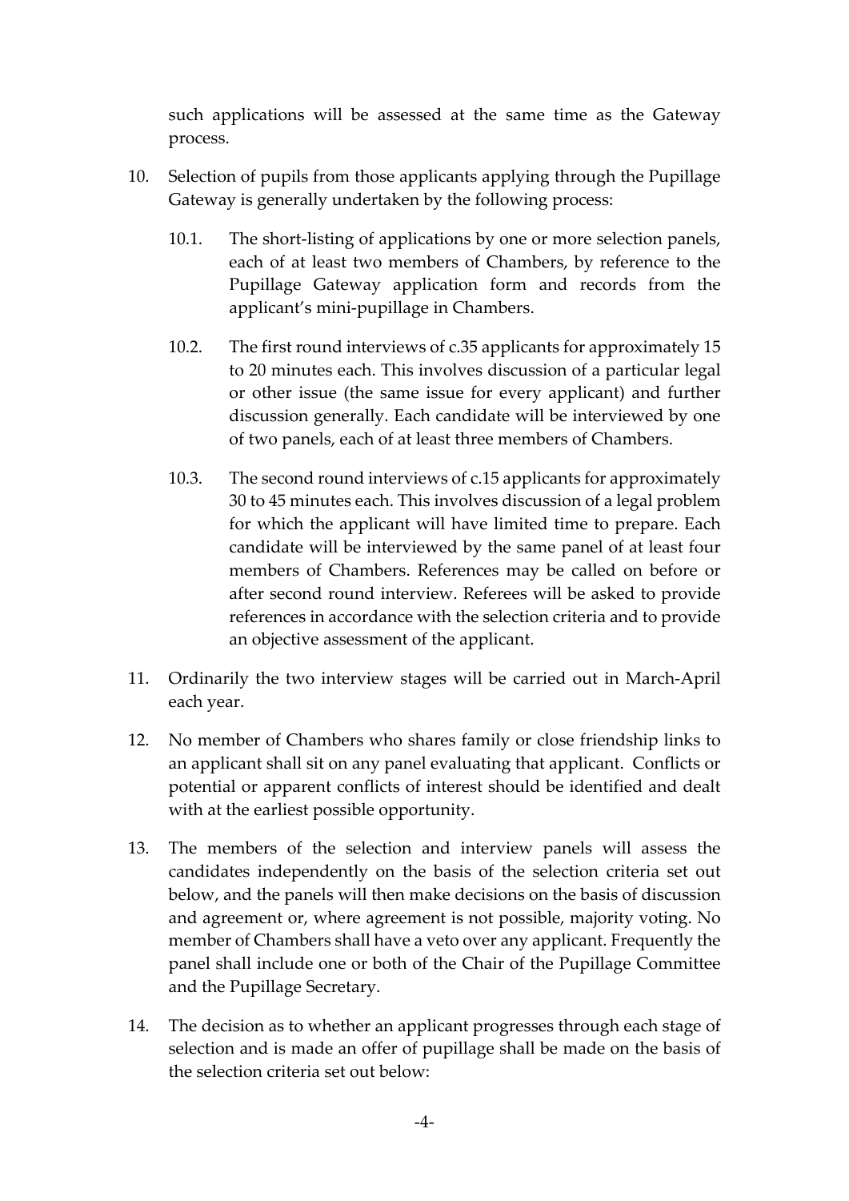such applications will be assessed at the same time as the Gateway process.

10. Selection of pupils from those applicants applying through the Pupillage Gateway is generally undertaken by the following process:

    10.1. The short-listing of applications by one or more selection panels, each of at least two members of Chambers, by reference to the Pupillage Gateway application form and records from the applicant's mini-pupillage in Chambers.

    10.2. The first round interviews of c.35 applicants for approximately 15 to 20 minutes each. This involves discussion of a particular legal or other issue (the same issue for every applicant) and further discussion generally. Each candidate will be interviewed by one of two panels, each of at least three members of Chambers.

    10.3. The second round interviews of c.15 applicants for approximately 30 to 45 minutes each. This involves discussion of a legal problem for which the applicant will have limited time to prepare. Each candidate will be interviewed by the same panel of at least four members of Chambers. References may be called on before or after second round interview. Referees will be asked to provide references in accordance with the selection criteria and to provide an objective assessment of the applicant.

11. Ordinarily the two interview stages will be carried out in March-April each year.

12. No member of Chambers who shares family or close friendship links to an applicant shall sit on any panel evaluating that applicant. Conflicts or potential or apparent conflicts of interest should be identified and dealt with at the earliest possible opportunity.

13. The members of the selection and interview panels will assess the candidates independently on the basis of the selection criteria set out below, and the panels will then make decisions on the basis of discussion and agreement or, where agreement is not possible, majority voting. No member of Chambers shall have a veto over any applicant. Frequently the panel shall include one or both of the Chair of the Pupillage Committee and the Pupillage Secretary.

14. The decision as to whether an applicant progresses through each stage of selection and is made an offer of pupillage shall be made on the basis of the selection criteria set out below: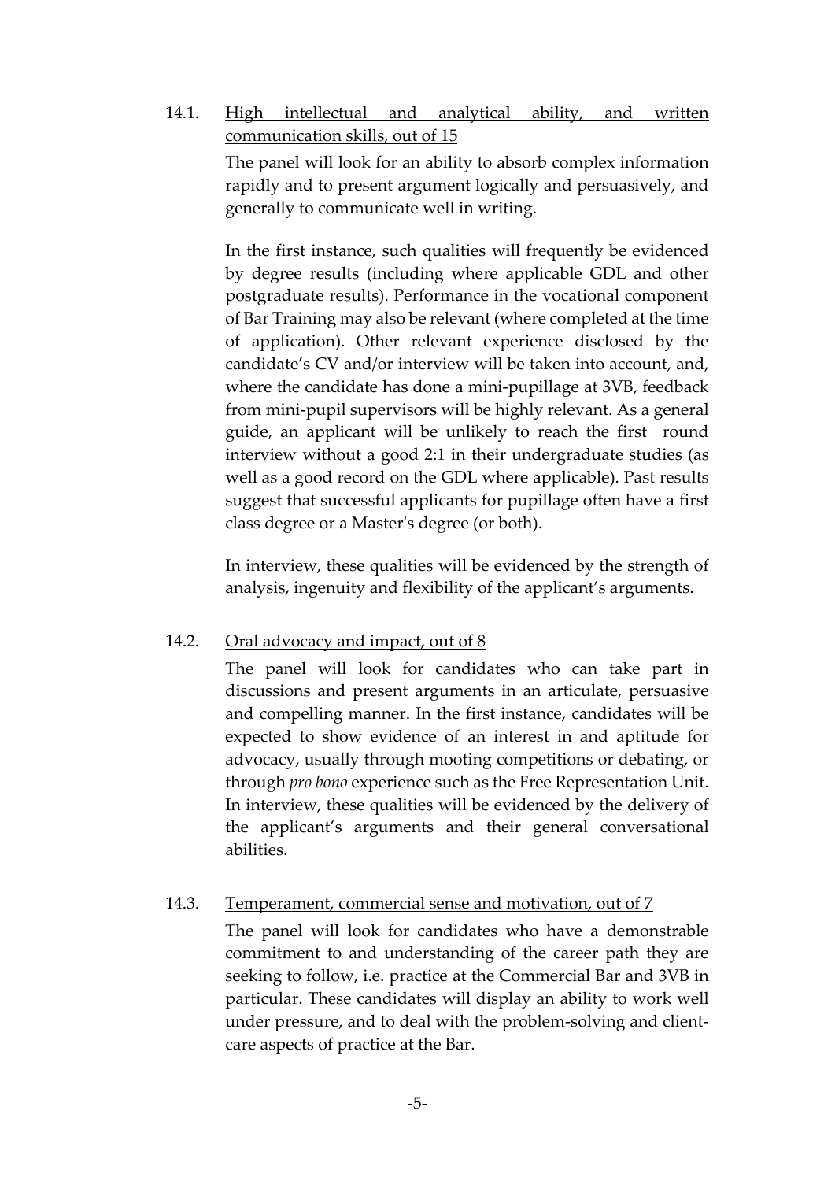14.1. <u>High intellectual and analytical ability, and written communication skills, out of 15</u>

The panel will look for an ability to absorb complex information rapidly and to present argument logically and persuasively, and generally to communicate well in writing.

In the first instance, such qualities will frequently be evidenced by degree results (including where applicable GDL and other postgraduate results). Performance in the vocational component of Bar Training may also be relevant (where completed at the time of application). Other relevant experience disclosed by the candidate's CV and/or interview will be taken into account, and, where the candidate has done a mini-pupillage at 3VB, feedback from mini-pupil supervisors will be highly relevant. As a general guide, an applicant will be unlikely to reach the first round interview without a good 2:1 in their undergraduate studies (as well as a good record on the GDL where applicable). Past results suggest that successful applicants for pupillage often have a first class degree or a Master's degree (or both).

In interview, these qualities will be evidenced by the strength of analysis, ingenuity and flexibility of the applicant's arguments.

14.2. <u>Oral advocacy and impact, out of 8</u>

The panel will look for candidates who can take part in discussions and present arguments in an articulate, persuasive and compelling manner. In the first instance, candidates will be expected to show evidence of an interest in and aptitude for advocacy, usually through mooting competitions or debating, or through *pro bono* experience such as the Free Representation Unit. In interview, these qualities will be evidenced by the delivery of the applicant's arguments and their general conversational abilities.

14.3. <u>Temperament, commercial sense and motivation, out of 7</u>

The panel will look for candidates who have a demonstrable commitment to and understanding of the career path they are seeking to follow, i.e. practice at the Commercial Bar and 3VB in particular. These candidates will display an ability to work well under pressure, and to deal with the problem-solving and client-care aspects of practice at the Bar.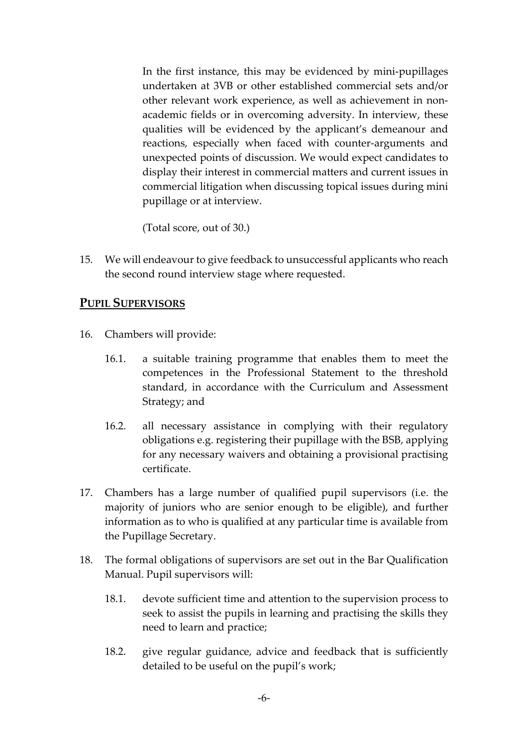In the first instance, this may be evidenced by mini-pupillages undertaken at 3VB or other established commercial sets and/or other relevant work experience, as well as achievement in non-academic fields or in overcoming adversity. In interview, these qualities will be evidenced by the applicant's demeanour and reactions, especially when faced with counter-arguments and unexpected points of discussion. We would expect candidates to display their interest in commercial matters and current issues in commercial litigation when discussing topical issues during mini pupillage or at interview.

(Total score, out of 30.)

15. We will endeavour to give feedback to unsuccessful applicants who reach the second round interview stage where requested.

## PUPIL SUPERVISORS

16. Chambers will provide:

    16.1. a suitable training programme that enables them to meet the competences in the Professional Statement to the threshold standard, in accordance with the Curriculum and Assessment Strategy; and

    16.2. all necessary assistance in complying with their regulatory obligations e.g. registering their pupillage with the BSB, applying for any necessary waivers and obtaining a provisional practising certificate.

17. Chambers has a large number of qualified pupil supervisors (i.e. the majority of juniors who are senior enough to be eligible), and further information as to who is qualified at any particular time is available from the Pupillage Secretary.

18. The formal obligations of supervisors are set out in the Bar Qualification Manual. Pupil supervisors will:

    18.1. devote sufficient time and attention to the supervision process to seek to assist the pupils in learning and practising the skills they need to learn and practice;

    18.2. give regular guidance, advice and feedback that is sufficiently detailed to be useful on the pupil's work;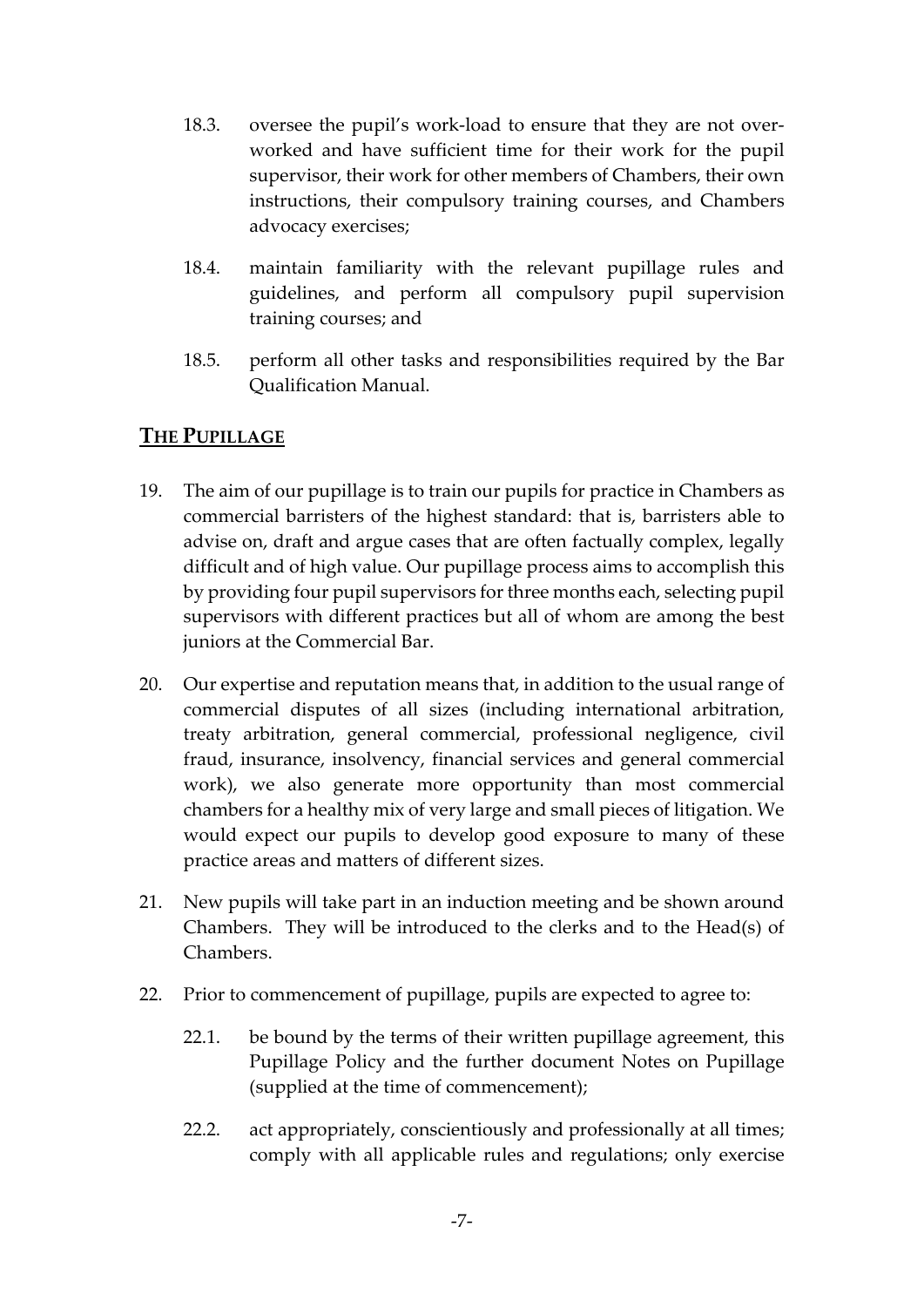18.3. oversee the pupil's work-load to ensure that they are not over-worked and have sufficient time for their work for the pupil supervisor, their work for other members of Chambers, their own instructions, their compulsory training courses, and Chambers advocacy exercises;

18.4. maintain familiarity with the relevant pupillage rules and guidelines, and perform all compulsory pupil supervision training courses; and

18.5. perform all other tasks and responsibilities required by the Bar Qualification Manual.

## THE PUPILLAGE

19. The aim of our pupillage is to train our pupils for practice in Chambers as commercial barristers of the highest standard: that is, barristers able to advise on, draft and argue cases that are often factually complex, legally difficult and of high value. Our pupillage process aims to accomplish this by providing four pupil supervisors for three months each, selecting pupil supervisors with different practices but all of whom are among the best juniors at the Commercial Bar.

20. Our expertise and reputation means that, in addition to the usual range of commercial disputes of all sizes (including international arbitration, treaty arbitration, general commercial, professional negligence, civil fraud, insurance, insolvency, financial services and general commercial work), we also generate more opportunity than most commercial chambers for a healthy mix of very large and small pieces of litigation. We would expect our pupils to develop good exposure to many of these practice areas and matters of different sizes.

21. New pupils will take part in an induction meeting and be shown around Chambers. They will be introduced to the clerks and to the Head(s) of Chambers.

22. Prior to commencement of pupillage, pupils are expected to agree to:

    22.1. be bound by the terms of their written pupillage agreement, this Pupillage Policy and the further document Notes on Pupillage (supplied at the time of commencement);

    22.2. act appropriately, conscientiously and professionally at all times; comply with all applicable rules and regulations; only exercise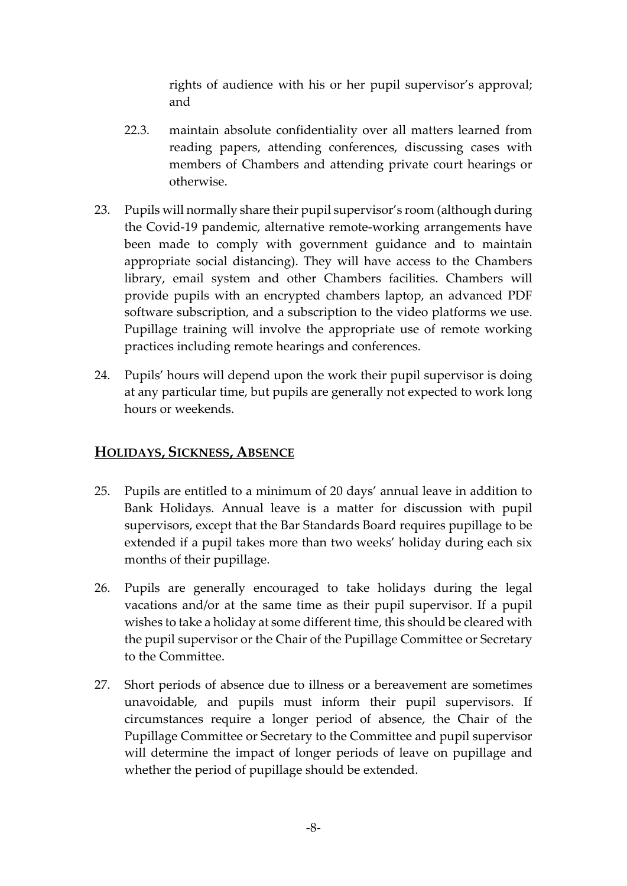rights of audience with his or her pupil supervisor's approval; and

22.3. maintain absolute confidentiality over all matters learned from reading papers, attending conferences, discussing cases with members of Chambers and attending private court hearings or otherwise.

23. Pupils will normally share their pupil supervisor's room (although during the Covid-19 pandemic, alternative remote-working arrangements have been made to comply with government guidance and to maintain appropriate social distancing). They will have access to the Chambers library, email system and other Chambers facilities. Chambers will provide pupils with an encrypted chambers laptop, an advanced PDF software subscription, and a subscription to the video platforms we use. Pupillage training will involve the appropriate use of remote working practices including remote hearings and conferences.

24. Pupils' hours will depend upon the work their pupil supervisor is doing at any particular time, but pupils are generally not expected to work long hours or weekends.

## HOLIDAYS, SICKNESS, ABSENCE

25. Pupils are entitled to a minimum of 20 days' annual leave in addition to Bank Holidays. Annual leave is a matter for discussion with pupil supervisors, except that the Bar Standards Board requires pupillage to be extended if a pupil takes more than two weeks' holiday during each six months of their pupillage.

26. Pupils are generally encouraged to take holidays during the legal vacations and/or at the same time as their pupil supervisor. If a pupil wishes to take a holiday at some different time, this should be cleared with the pupil supervisor or the Chair of the Pupillage Committee or Secretary to the Committee.

27. Short periods of absence due to illness or a bereavement are sometimes unavoidable, and pupils must inform their pupil supervisors. If circumstances require a longer period of absence, the Chair of the Pupillage Committee or Secretary to the Committee and pupil supervisor will determine the impact of longer periods of leave on pupillage and whether the period of pupillage should be extended.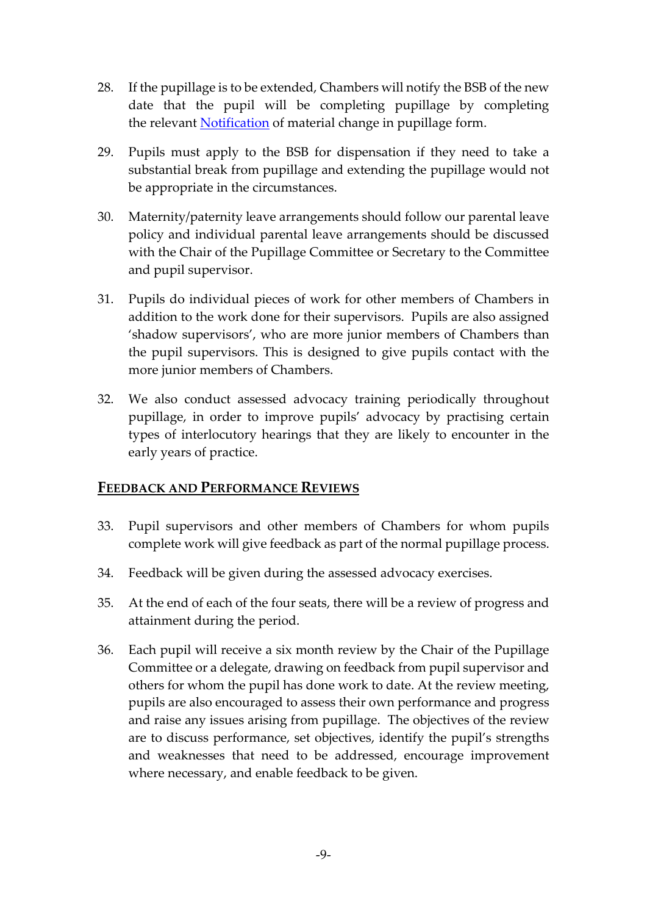28. If the pupillage is to be extended, Chambers will notify the BSB of the new date that the pupil will be completing pupillage by completing the relevant Notification of material change in pupillage form.

29. Pupils must apply to the BSB for dispensation if they need to take a substantial break from pupillage and extending the pupillage would not be appropriate in the circumstances.

30. Maternity/paternity leave arrangements should follow our parental leave policy and individual parental leave arrangements should be discussed with the Chair of the Pupillage Committee or Secretary to the Committee and pupil supervisor.

31. Pupils do individual pieces of work for other members of Chambers in addition to the work done for their supervisors. Pupils are also assigned 'shadow supervisors', who are more junior members of Chambers than the pupil supervisors. This is designed to give pupils contact with the more junior members of Chambers.

32. We also conduct assessed advocacy training periodically throughout pupillage, in order to improve pupils' advocacy by practising certain types of interlocutory hearings that they are likely to encounter in the early years of practice.

## FEEDBACK AND PERFORMANCE REVIEWS

33. Pupil supervisors and other members of Chambers for whom pupils complete work will give feedback as part of the normal pupillage process.

34. Feedback will be given during the assessed advocacy exercises.

35. At the end of each of the four seats, there will be a review of progress and attainment during the period.

36. Each pupil will receive a six month review by the Chair of the Pupillage Committee or a delegate, drawing on feedback from pupil supervisor and others for whom the pupil has done work to date. At the review meeting, pupils are also encouraged to assess their own performance and progress and raise any issues arising from pupillage. The objectives of the review are to discuss performance, set objectives, identify the pupil's strengths and weaknesses that need to be addressed, encourage improvement where necessary, and enable feedback to be given.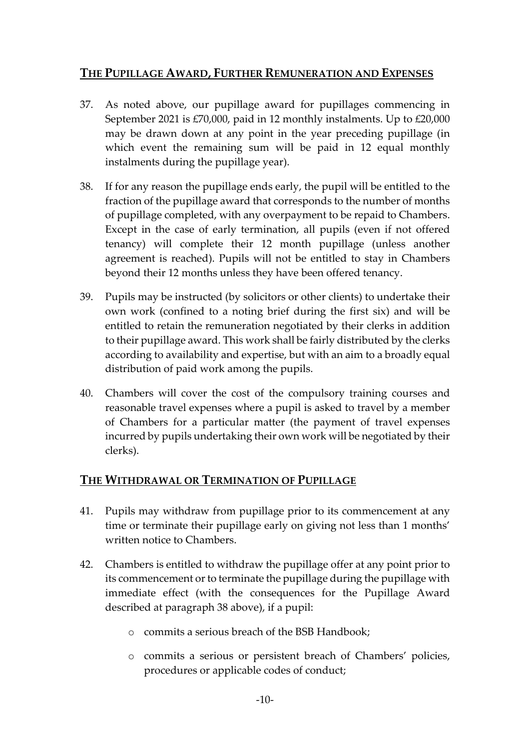## THE PUPILLAGE AWARD, FURTHER REMUNERATION AND EXPENSES

37. As noted above, our pupillage award for pupillages commencing in September 2021 is £70,000, paid in 12 monthly instalments. Up to £20,000 may be drawn down at any point in the year preceding pupillage (in which event the remaining sum will be paid in 12 equal monthly instalments during the pupillage year).

38. If for any reason the pupillage ends early, the pupil will be entitled to the fraction of the pupillage award that corresponds to the number of months of pupillage completed, with any overpayment to be repaid to Chambers. Except in the case of early termination, all pupils (even if not offered tenancy) will complete their 12 month pupillage (unless another agreement is reached). Pupils will not be entitled to stay in Chambers beyond their 12 months unless they have been offered tenancy.

39. Pupils may be instructed (by solicitors or other clients) to undertake their own work (confined to a noting brief during the first six) and will be entitled to retain the remuneration negotiated by their clerks in addition to their pupillage award. This work shall be fairly distributed by the clerks according to availability and expertise, but with an aim to a broadly equal distribution of paid work among the pupils.

40. Chambers will cover the cost of the compulsory training courses and reasonable travel expenses where a pupil is asked to travel by a member of Chambers for a particular matter (the payment of travel expenses incurred by pupils undertaking their own work will be negotiated by their clerks).

## THE WITHDRAWAL OR TERMINATION OF PUPILLAGE

41. Pupils may withdraw from pupillage prior to its commencement at any time or terminate their pupillage early on giving not less than 1 months' written notice to Chambers.

42. Chambers is entitled to withdraw the pupillage offer at any point prior to its commencement or to terminate the pupillage during the pupillage with immediate effect (with the consequences for the Pupillage Award described at paragraph 38 above), if a pupil:

    - commits a serious breach of the BSB Handbook;
    - commits a serious or persistent breach of Chambers' policies, procedures or applicable codes of conduct;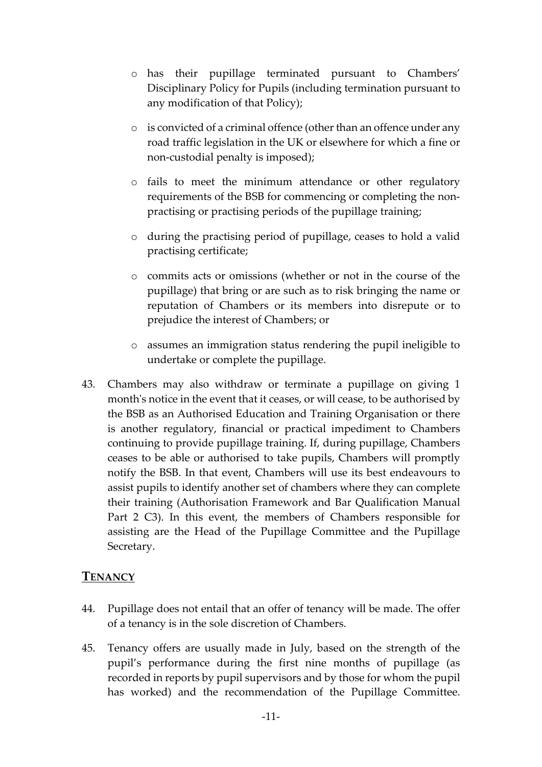- has their pupillage terminated pursuant to Chambers' Disciplinary Policy for Pupils (including termination pursuant to any modification of that Policy);
- is convicted of a criminal offence (other than an offence under any road traffic legislation in the UK or elsewhere for which a fine or non-custodial penalty is imposed);
- fails to meet the minimum attendance or other regulatory requirements of the BSB for commencing or completing the non-practising or practising periods of the pupillage training;
- during the practising period of pupillage, ceases to hold a valid practising certificate;
- commits acts or omissions (whether or not in the course of the pupillage) that bring or are such as to risk bringing the name or reputation of Chambers or its members into disrepute or to prejudice the interest of Chambers; or
- assumes an immigration status rendering the pupil ineligible to undertake or complete the pupillage.

43. Chambers may also withdraw or terminate a pupillage on giving 1 month's notice in the event that it ceases, or will cease, to be authorised by the BSB as an Authorised Education and Training Organisation or there is another regulatory, financial or practical impediment to Chambers continuing to provide pupillage training. If, during pupillage, Chambers ceases to be able or authorised to take pupils, Chambers will promptly notify the BSB. In that event, Chambers will use its best endeavours to assist pupils to identify another set of chambers where they can complete their training (Authorisation Framework and Bar Qualification Manual Part 2 C3). In this event, the members of Chambers responsible for assisting are the Head of the Pupillage Committee and the Pupillage Secretary.

## TENANCY

44. Pupillage does not entail that an offer of tenancy will be made. The offer of a tenancy is in the sole discretion of Chambers.

45. Tenancy offers are usually made in July, based on the strength of the pupil's performance during the first nine months of pupillage (as recorded in reports by pupil supervisors and by those for whom the pupil has worked) and the recommendation of the Pupillage Committee.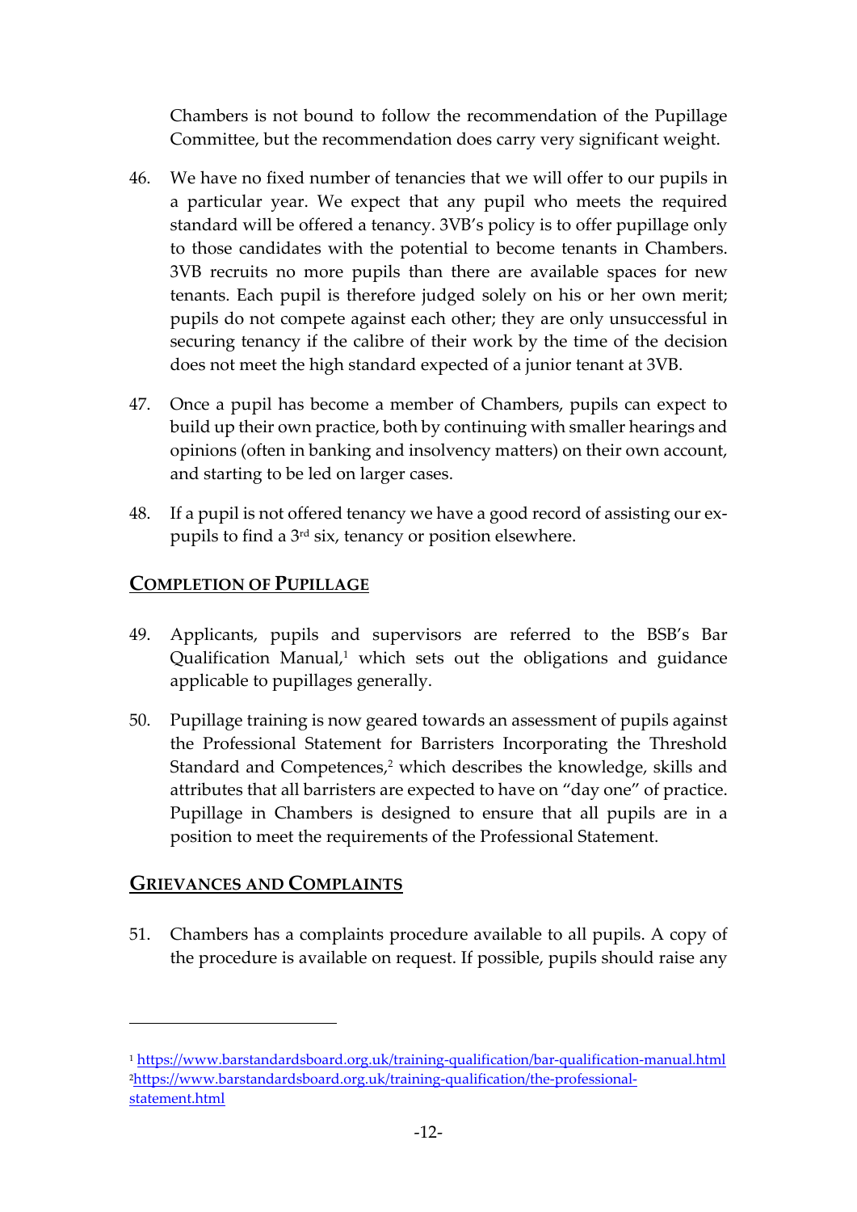Chambers is not bound to follow the recommendation of the Pupillage Committee, but the recommendation does carry very significant weight.

46. We have no fixed number of tenancies that we will offer to our pupils in a particular year. We expect that any pupil who meets the required standard will be offered a tenancy. 3VB's policy is to offer pupillage only to those candidates with the potential to become tenants in Chambers. 3VB recruits no more pupils than there are available spaces for new tenants. Each pupil is therefore judged solely on his or her own merit; pupils do not compete against each other; they are only unsuccessful in securing tenancy if the calibre of their work by the time of the decision does not meet the high standard expected of a junior tenant at 3VB.

47. Once a pupil has become a member of Chambers, pupils can expect to build up their own practice, both by continuing with smaller hearings and opinions (often in banking and insolvency matters) on their own account, and starting to be led on larger cases.

48. If a pupil is not offered tenancy we have a good record of assisting our ex-pupils to find a 3rd six, tenancy or position elsewhere.

## COMPLETION OF PUPILLAGE

49. Applicants, pupils and supervisors are referred to the BSB's Bar Qualification Manual,[1] which sets out the obligations and guidance applicable to pupillages generally.

50. Pupillage training is now geared towards an assessment of pupils against the Professional Statement for Barristers Incorporating the Threshold Standard and Competences,[2] which describes the knowledge, skills and attributes that all barristers are expected to have on "day one" of practice. Pupillage in Chambers is designed to ensure that all pupils are in a position to meet the requirements of the Professional Statement.

## GRIEVANCES AND COMPLAINTS

51. Chambers has a complaints procedure available to all pupils. A copy of the procedure is available on request. If possible, pupils should raise any

---

[1] https://www.barstandardsboard.org.uk/training-qualification/bar-qualification-manual.html

[2] https://www.barstandardsboard.org.uk/training-qualification/the-professional-statement.html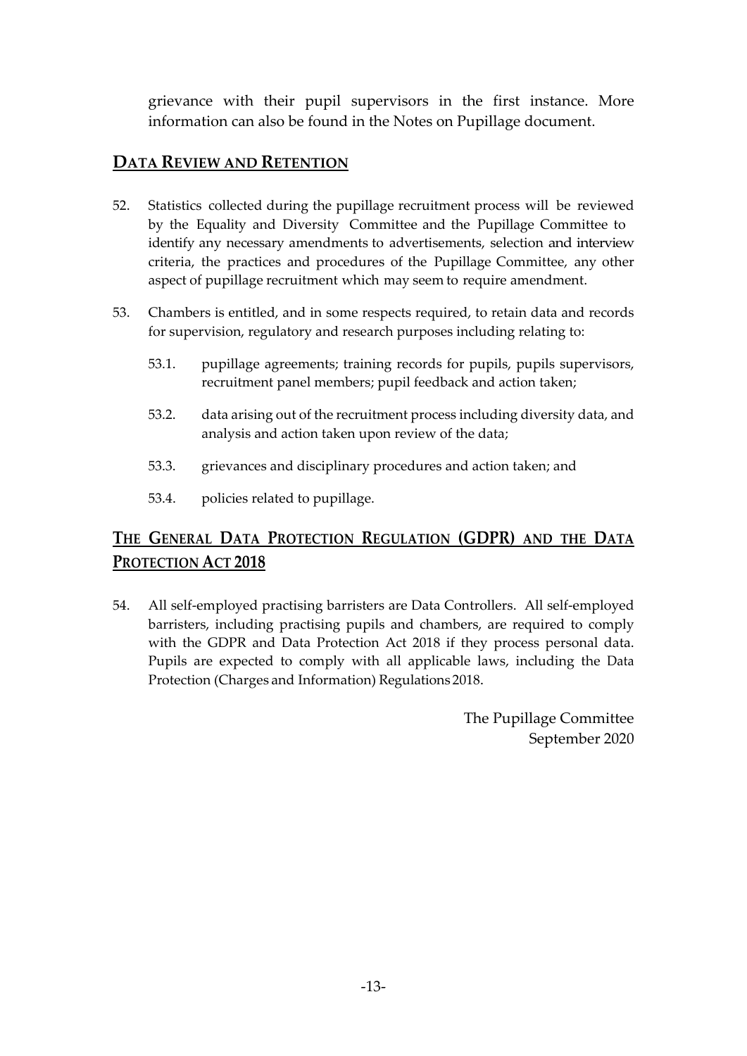grievance with their pupil supervisors in the first instance. More information can also be found in the Notes on Pupillage document.

## DATA REVIEW AND RETENTION

52. Statistics collected during the pupillage recruitment process will be reviewed by the Equality and Diversity Committee and the Pupillage Committee to identify any necessary amendments to advertisements, selection and interview criteria, the practices and procedures of the Pupillage Committee, any other aspect of pupillage recruitment which may seem to require amendment.

53. Chambers is entitled, and in some respects required, to retain data and records for supervision, regulatory and research purposes including relating to:

    53.1. pupillage agreements; training records for pupils, pupils supervisors, recruitment panel members; pupil feedback and action taken;

    53.2. data arising out of the recruitment process including diversity data, and analysis and action taken upon review of the data;

    53.3. grievances and disciplinary procedures and action taken; and

    53.4. policies related to pupillage.

## THE GENERAL DATA PROTECTION REGULATION (GDPR) AND THE DATA PROTECTION ACT 2018

54. All self-employed practising barristers are Data Controllers. All self-employed barristers, including practising pupils and chambers, are required to comply with the GDPR and Data Protection Act 2018 if they process personal data. Pupils are expected to comply with all applicable laws, including the Data Protection (Charges and Information) Regulations 2018.

The Pupillage Committee
September 2020